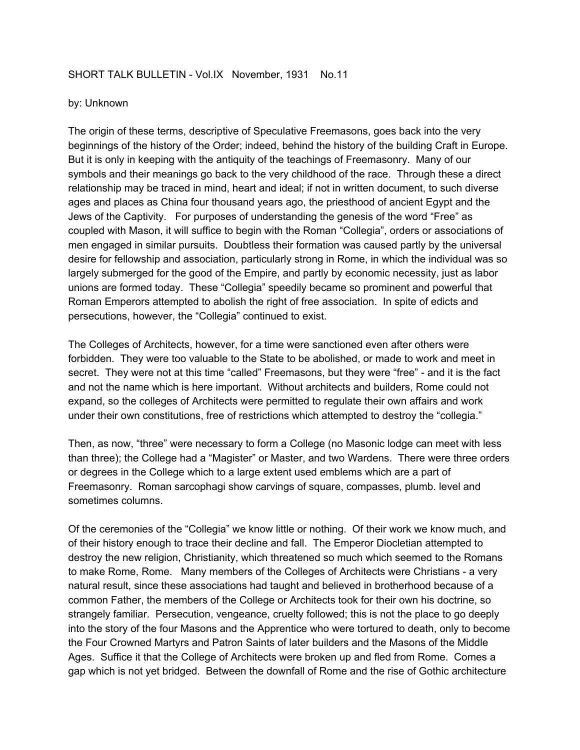SHORT TALK BULLETIN - Vol.IX   November, 1931   No.11

by: Unknown

The origin of these terms, descriptive of Speculative Freemasons, goes back into the very beginnings of the history of the Order; indeed, behind the history of the building Craft in Europe. But it is only in keeping with the antiquity of the teachings of Freemasonry. Many of our symbols and their meanings go back to the very childhood of the race. Through these a direct relationship may be traced in mind, heart and ideal; if not in written document, to such diverse ages and places as China four thousand years ago, the priesthood of ancient Egypt and the Jews of the Captivity. For purposes of understanding the genesis of the word "Free" as coupled with Mason, it will suffice to begin with the Roman "Collegia", orders or associations of men engaged in similar pursuits. Doubtless their formation was caused partly by the universal desire for fellowship and association, particularly strong in Rome, in which the individual was so largely submerged for the good of the Empire, and partly by economic necessity, just as labor unions are formed today. These "Collegia" speedily became so prominent and powerful that Roman Emperors attempted to abolish the right of free association. In spite of edicts and persecutions, however, the "Collegia" continued to exist.

The Colleges of Architects, however, for a time were sanctioned even after others were forbidden. They were too valuable to the State to be abolished, or made to work and meet in secret. They were not at this time "called" Freemasons, but they were "free" - and it is the fact and not the name which is here important. Without architects and builders, Rome could not expand, so the colleges of Architects were permitted to regulate their own affairs and work under their own constitutions, free of restrictions which attempted to destroy the "collegia."

Then, as now, "three" were necessary to form a College (no Masonic lodge can meet with less than three); the College had a "Magister" or Master, and two Wardens. There were three orders or degrees in the College which to a large extent used emblems which are a part of Freemasonry. Roman sarcophagi show carvings of square, compasses, plumb. level and sometimes columns.

Of the ceremonies of the "Collegia" we know little or nothing. Of their work we know much, and of their history enough to trace their decline and fall. The Emperor Diocletian attempted to destroy the new religion, Christianity, which threatened so much which seemed to the Romans to make Rome, Rome. Many members of the Colleges of Architects were Christians - a very natural result, since these associations had taught and believed in brotherhood because of a common Father, the members of the College or Architects took for their own his doctrine, so strangely familiar. Persecution, vengeance, cruelty followed; this is not the place to go deeply into the story of the four Masons and the Apprentice who were tortured to death, only to become the Four Crowned Martyrs and Patron Saints of later builders and the Masons of the Middle Ages. Suffice it that the College of Architects were broken up and fled from Rome. Comes a gap which is not yet bridged. Between the downfall of Rome and the rise of Gothic architecture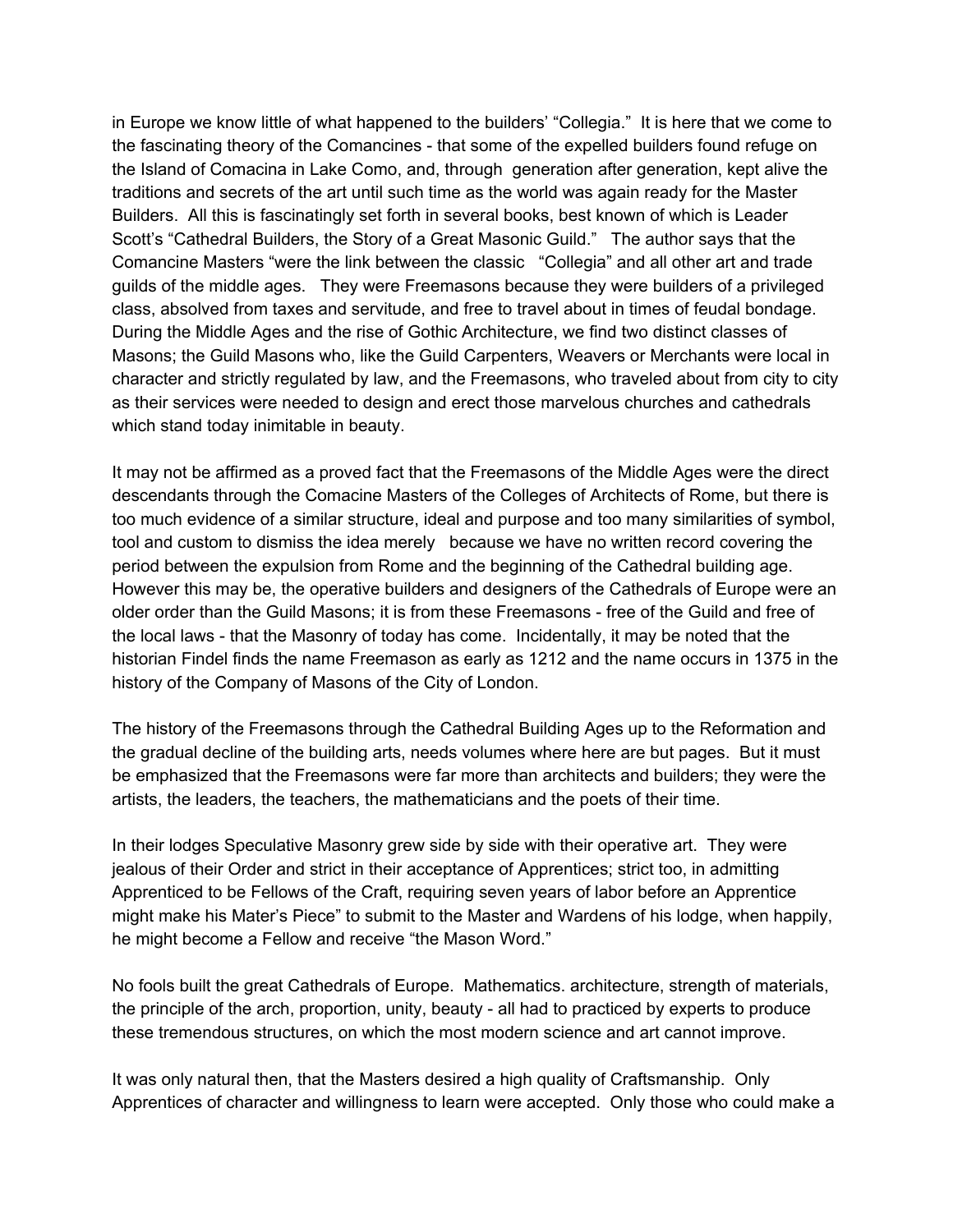in Europe we know little of what happened to the builders' "Collegia." It is here that we come to the fascinating theory of the Comancines - that some of the expelled builders found refuge on the Island of Comacina in Lake Como, and, through generation after generation, kept alive the traditions and secrets of the art until such time as the world was again ready for the Master Builders. All this is fascinatingly set forth in several books, best known of which is Leader Scott's "Cathedral Builders, the Story of a Great Masonic Guild." The author says that the Comancine Masters "were the link between the classic "Collegia" and all other art and trade guilds of the middle ages. They were Freemasons because they were builders of a privileged class, absolved from taxes and servitude, and free to travel about in times of feudal bondage. During the Middle Ages and the rise of Gothic Architecture, we find two distinct classes of Masons; the Guild Masons who, like the Guild Carpenters, Weavers or Merchants were local in character and strictly regulated by law, and the Freemasons, who traveled about from city to city as their services were needed to design and erect those marvelous churches and cathedrals which stand today inimitable in beauty.

It may not be affirmed as a proved fact that the Freemasons of the Middle Ages were the direct descendants through the Comacine Masters of the Colleges of Architects of Rome, but there is too much evidence of a similar structure, ideal and purpose and too many similarities of symbol, tool and custom to dismiss the idea merely because we have no written record covering the period between the expulsion from Rome and the beginning of the Cathedral building age. However this may be, the operative builders and designers of the Cathedrals of Europe were an older order than the Guild Masons; it is from these Freemasons - free of the Guild and free of the local laws - that the Masonry of today has come. Incidentally, it may be noted that the historian Findel finds the name Freemason as early as 1212 and the name occurs in 1375 in the history of the Company of Masons of the City of London.

The history of the Freemasons through the Cathedral Building Ages up to the Reformation and the gradual decline of the building arts, needs volumes where here are but pages. But it must be emphasized that the Freemasons were far more than architects and builders; they were the artists, the leaders, the teachers, the mathematicians and the poets of their time.

In their lodges Speculative Masonry grew side by side with their operative art. They were jealous of their Order and strict in their acceptance of Apprentices; strict too, in admitting Apprenticed to be Fellows of the Craft, requiring seven years of labor before an Apprentice might make his Mater's Piece" to submit to the Master and Wardens of his lodge, when happily, he might become a Fellow and receive "the Mason Word."

No fools built the great Cathedrals of Europe. Mathematics. architecture, strength of materials, the principle of the arch, proportion, unity, beauty - all had to practiced by experts to produce these tremendous structures, on which the most modern science and art cannot improve.

It was only natural then, that the Masters desired a high quality of Craftsmanship. Only Apprentices of character and willingness to learn were accepted. Only those who could make a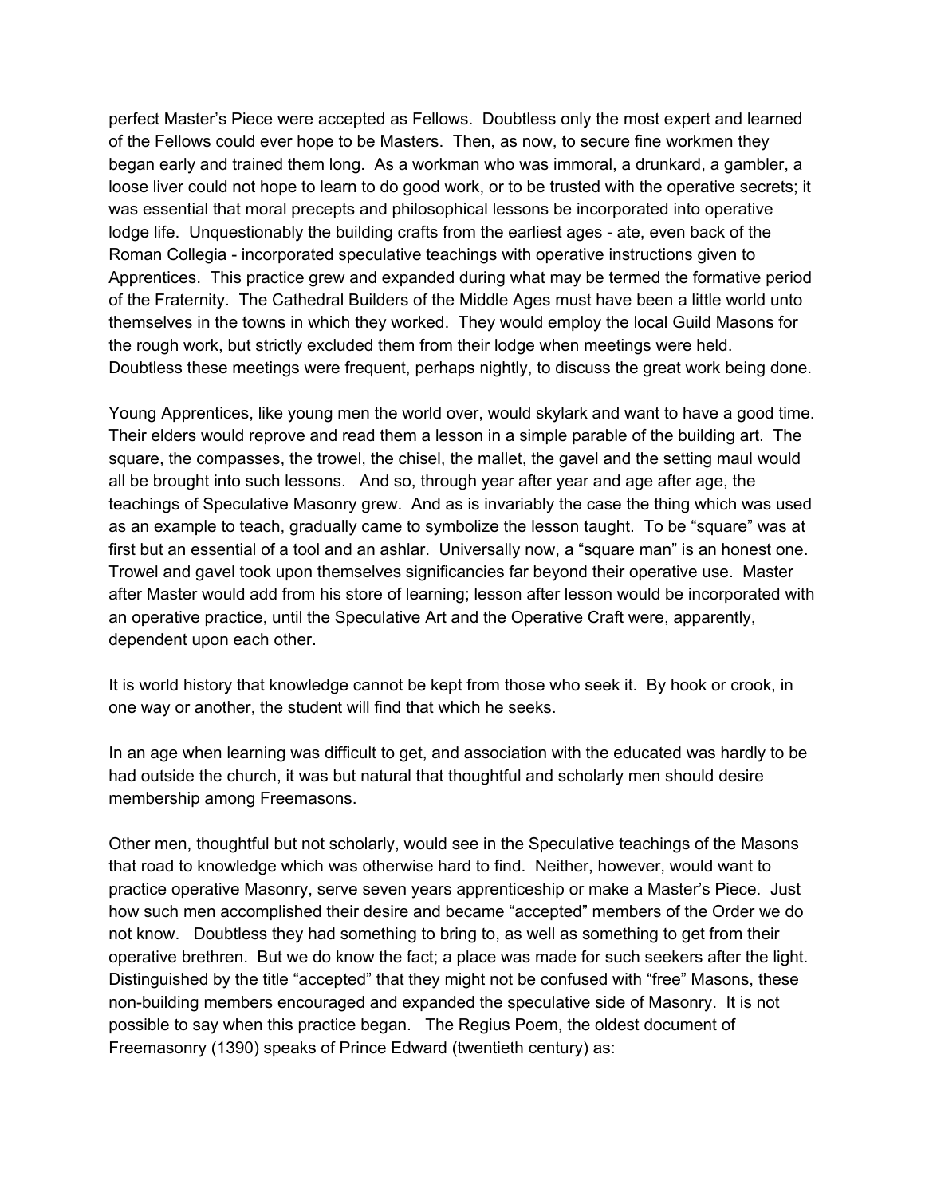perfect Master's Piece were accepted as Fellows. Doubtless only the most expert and learned of the Fellows could ever hope to be Masters. Then, as now, to secure fine workmen they began early and trained them long. As a workman who was immoral, a drunkard, a gambler, a loose liver could not hope to learn to do good work, or to be trusted with the operative secrets; it was essential that moral precepts and philosophical lessons be incorporated into operative lodge life. Unquestionably the building crafts from the earliest ages - ate, even back of the Roman Collegia - incorporated speculative teachings with operative instructions given to Apprentices. This practice grew and expanded during what may be termed the formative period of the Fraternity. The Cathedral Builders of the Middle Ages must have been a little world unto themselves in the towns in which they worked. They would employ the local Guild Masons for the rough work, but strictly excluded them from their lodge when meetings were held. Doubtless these meetings were frequent, perhaps nightly, to discuss the great work being done.

Young Apprentices, like young men the world over, would skylark and want to have a good time. Their elders would reprove and read them a lesson in a simple parable of the building art. The square, the compasses, the trowel, the chisel, the mallet, the gavel and the setting maul would all be brought into such lessons. And so, through year after year and age after age, the teachings of Speculative Masonry grew. And as is invariably the case the thing which was used as an example to teach, gradually came to symbolize the lesson taught. To be "square" was at first but an essential of a tool and an ashlar. Universally now, a "square man" is an honest one. Trowel and gavel took upon themselves significancies far beyond their operative use. Master after Master would add from his store of learning; lesson after lesson would be incorporated with an operative practice, until the Speculative Art and the Operative Craft were, apparently, dependent upon each other.

It is world history that knowledge cannot be kept from those who seek it. By hook or crook, in one way or another, the student will find that which he seeks.

In an age when learning was difficult to get, and association with the educated was hardly to be had outside the church, it was but natural that thoughtful and scholarly men should desire membership among Freemasons.

Other men, thoughtful but not scholarly, would see in the Speculative teachings of the Masons that road to knowledge which was otherwise hard to find. Neither, however, would want to practice operative Masonry, serve seven years apprenticeship or make a Master's Piece. Just how such men accomplished their desire and became "accepted" members of the Order we do not know. Doubtless they had something to bring to, as well as something to get from their operative brethren. But we do know the fact; a place was made for such seekers after the light. Distinguished by the title "accepted" that they might not be confused with "free" Masons, these non-building members encouraged and expanded the speculative side of Masonry. It is not possible to say when this practice began. The Regius Poem, the oldest document of Freemasonry (1390) speaks of Prince Edward (twentieth century) as: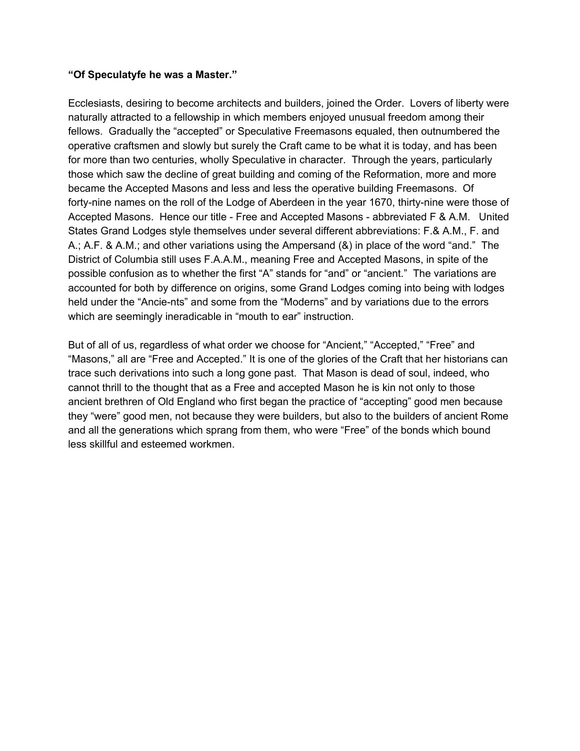**“Of Speculatyfe he was a Master.”**

Ecclesiasts, desiring to become architects and builders, joined the Order. Lovers of liberty were naturally attracted to a fellowship in which members enjoyed unusual freedom among their fellows. Gradually the “accepted” or Speculative Freemasons equaled, then outnumbered the operative craftsmen and slowly but surely the Craft came to be what it is today, and has been for more than two centuries, wholly Speculative in character. Through the years, particularly those which saw the decline of great building and coming of the Reformation, more and more became the Accepted Masons and less and less the operative building Freemasons. Of forty-nine names on the roll of the Lodge of Aberdeen in the year 1670, thirty-nine were those of Accepted Masons. Hence our title - Free and Accepted Masons - abbreviated F & A.M. United States Grand Lodges style themselves under several different abbreviations: F.& A.M., F. and A.; A.F. & A.M.; and other variations using the Ampersand (&) in place of the word “and.” The District of Columbia still uses F.A.A.M., meaning Free and Accepted Masons, in spite of the possible confusion as to whether the first “A” stands for “and” or “ancient.” The variations are accounted for both by difference on origins, some Grand Lodges coming into being with lodges held under the “Ancie-nts” and some from the “Moderns” and by variations due to the errors which are seemingly ineradicable in “mouth to ear” instruction.

But of all of us, regardless of what order we choose for “Ancient,” “Accepted,” “Free” and “Masons,” all are “Free and Accepted.” It is one of the glories of the Craft that her historians can trace such derivations into such a long gone past. That Mason is dead of soul, indeed, who cannot thrill to the thought that as a Free and accepted Mason he is kin not only to those ancient brethren of Old England who first began the practice of “accepting” good men because they “were” good men, not because they were builders, but also to the builders of ancient Rome and all the generations which sprang from them, who were “Free” of the bonds which bound less skillful and esteemed workmen.